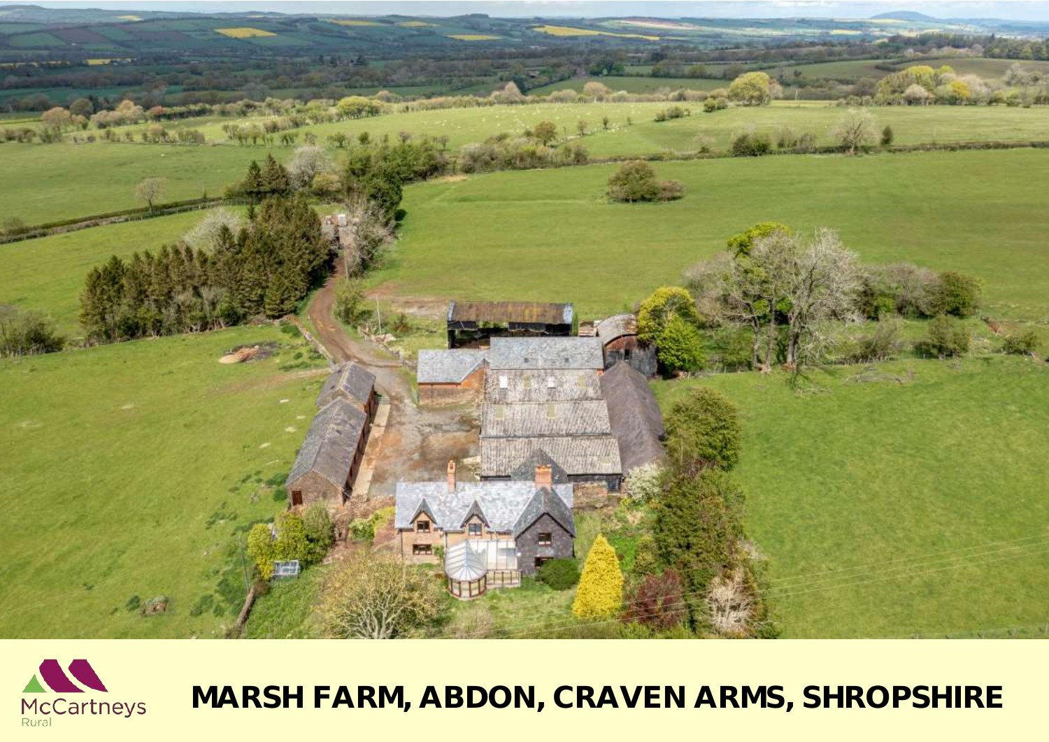McCartneys
Rural

# MARSH FARM, ABDON, CRAVEN ARMS, SHROPSHIRE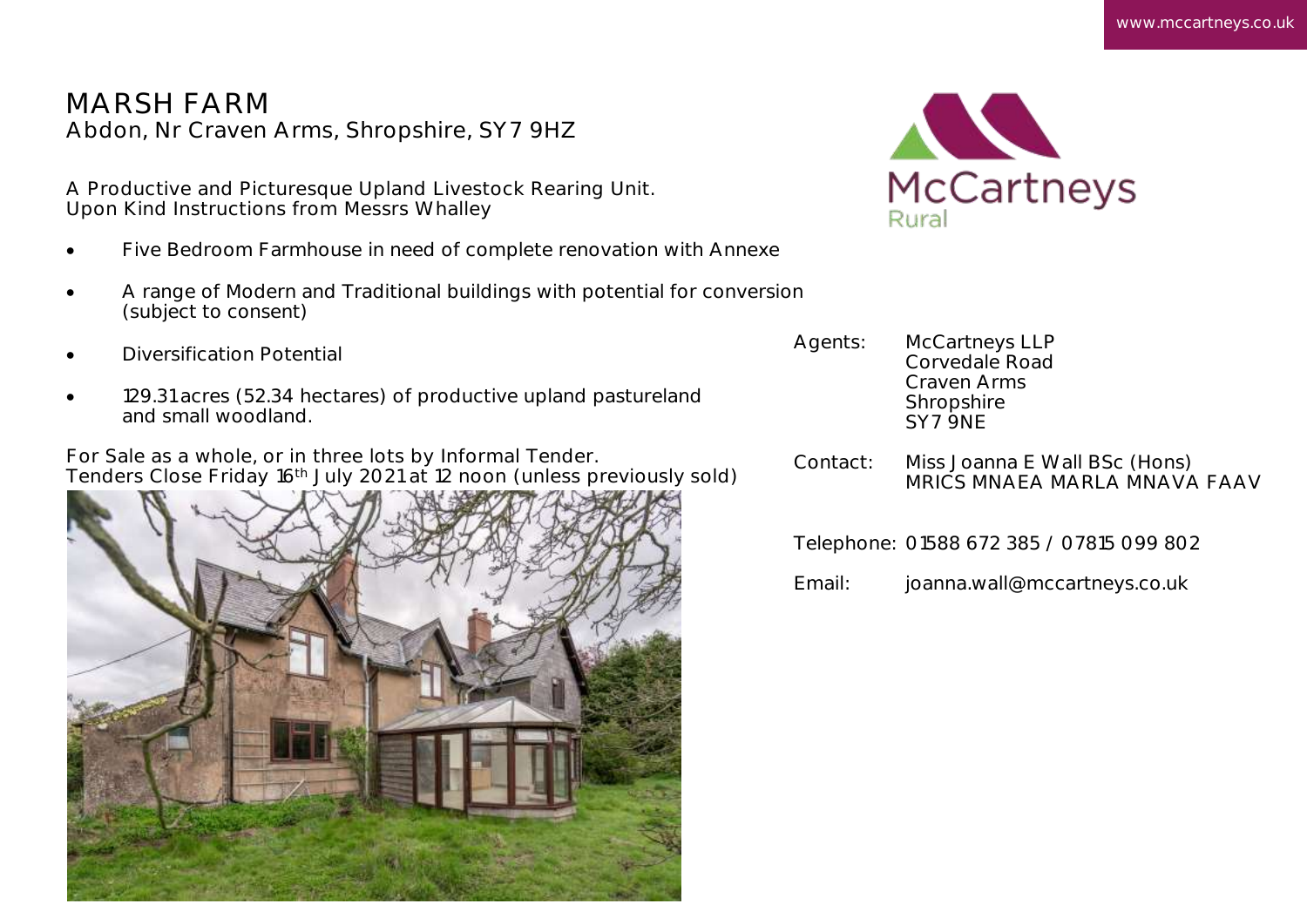www.mccartneys.co.uk

# MARSH FARM

Abdon, Nr Craven Arms, Shropshire, SY7 9HZ

A Productive and Picturesque Upland Livestock Rearing Unit.
Upon Kind Instructions from Messrs Whalley

- Five Bedroom Farmhouse in need of complete renovation with Annexe
- A range of Modern and Traditional buildings with potential for conversion (subject to consent)
- Diversification Potential
- 129.31 acres (52.34 hectares) of productive upland pastureland and small woodland.

For Sale as a whole, or in three lots by Informal Tender.
Tenders Close Friday 16th July 2021 at 12 noon (unless previously sold)

McCartneys Rural

Agents: McCartneys LLP
Corvedale Road
Craven Arms
Shropshire
SY7 9NE

Contact: Miss Joanna E Wall BSc (Hons) MRICS MNAEA MARLA MNAVA FAAV

Telephone: 01588 672 385 / 07815 099 802

Email: joanna.wall@mccartneys.co.uk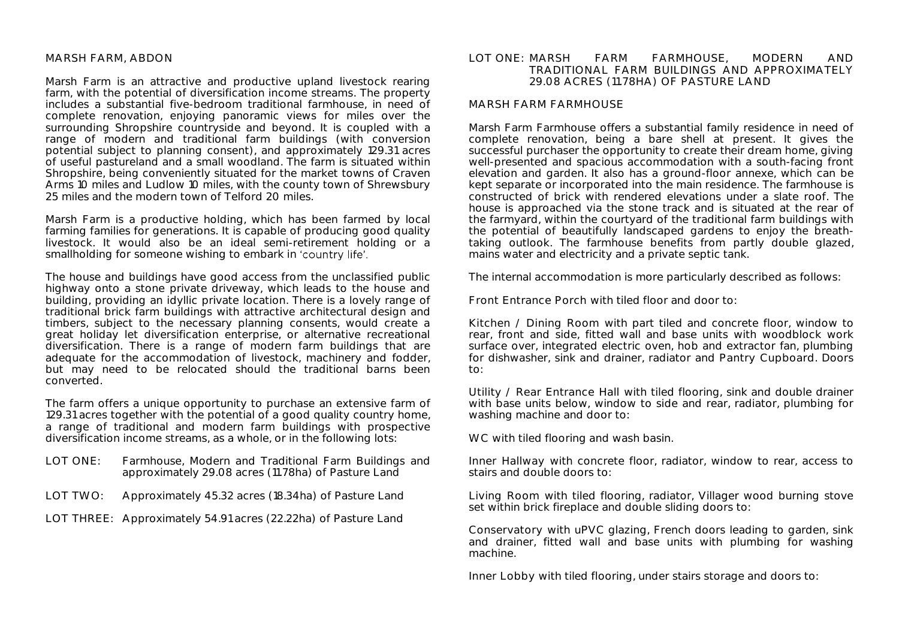## MARSH FARM, ABDON

Marsh Farm is an attractive and productive upland livestock rearing farm, with the potential of diversification income streams. The property includes a substantial five-bedroom traditional farmhouse, in need of complete renovation, enjoying panoramic views for miles over the surrounding Shropshire countryside and beyond. It is coupled with a range of modern and traditional farm buildings (with conversion potential subject to planning consent), and approximately 129.31 acres of useful pastureland and a small woodland. The farm is situated within Shropshire, being conveniently situated for the market towns of Craven Arms 10 miles and Ludlow 10 miles, with the county town of Shrewsbury 25 miles and the modern town of Telford 20 miles.

Marsh Farm is a productive holding, which has been farmed by local farming families for generations. It is capable of producing good quality livestock. It would also be an ideal semi-retirement holding or a smallholding for someone wishing to embark in 'country life'.

The house and buildings have good access from the unclassified public highway onto a stone private driveway, which leads to the house and building, providing an idyllic private location. There is a lovely range of traditional brick farm buildings with attractive architectural design and timbers, subject to the necessary planning consents, would create a great holiday let diversification enterprise, or alternative recreational diversification. There is a range of modern farm buildings that are adequate for the accommodation of livestock, machinery and fodder, but may need to be relocated should the traditional barns been converted.

The farm offers a unique opportunity to purchase an extensive farm of 129.31 acres together with the potential of a good quality country home, a range of traditional and modern farm buildings with prospective diversification income streams, as a whole, or in the following lots:

- LOT ONE: Farmhouse, Modern and Traditional Farm Buildings and approximately 29.08 acres (11.78ha) of Pasture Land
- LOT TWO: Approximately 45.32 acres (18.34ha) of Pasture Land
- LOT THREE: Approximately 54.91 acres (22.22ha) of Pasture Land

## LOT ONE: MARSH FARM FARMHOUSE, MODERN AND TRADITIONAL FARM BUILDINGS AND APPROXIMATELY 29.08 ACRES (11.78HA) OF PASTURE LAND

### MARSH FARM FARMHOUSE

Marsh Farm Farmhouse offers a substantial family residence in need of complete renovation, being a bare shell at present. It gives the successful purchaser the opportunity to create their dream home, giving well-presented and spacious accommodation with a south-facing front elevation and garden. It also has a ground-floor annexe, which can be kept separate or incorporated into the main residence. The farmhouse is constructed of brick with rendered elevations under a slate roof. The house is approached via the stone track and is situated at the rear of the farmyard, within the courtyard of the traditional farm buildings with the potential of beautifully landscaped gardens to enjoy the breath-taking outlook. The farmhouse benefits from partly double glazed, mains water and electricity and a private septic tank.

The internal accommodation is more particularly described as follows:

Front Entrance Porch with tiled floor and door to:

Kitchen / Dining Room with part tiled and concrete floor, window to rear, front and side, fitted wall and base units with woodblock work surface over, integrated electric oven, hob and extractor fan, plumbing for dishwasher, sink and drainer, radiator and Pantry Cupboard. Doors to:

Utility / Rear Entrance Hall with tiled flooring, sink and double drainer with base units below, window to side and rear, radiator, plumbing for washing machine and door to:

WC with tiled flooring and wash basin.

Inner Hallway with concrete floor, radiator, window to rear, access to stairs and double doors to:

Living Room with tiled flooring, radiator, Villager wood burning stove set within brick fireplace and double sliding doors to:

Conservatory with uPVC glazing, French doors leading to garden, sink and drainer, fitted wall and base units with plumbing for washing machine.

Inner Lobby with tiled flooring, under stairs storage and doors to: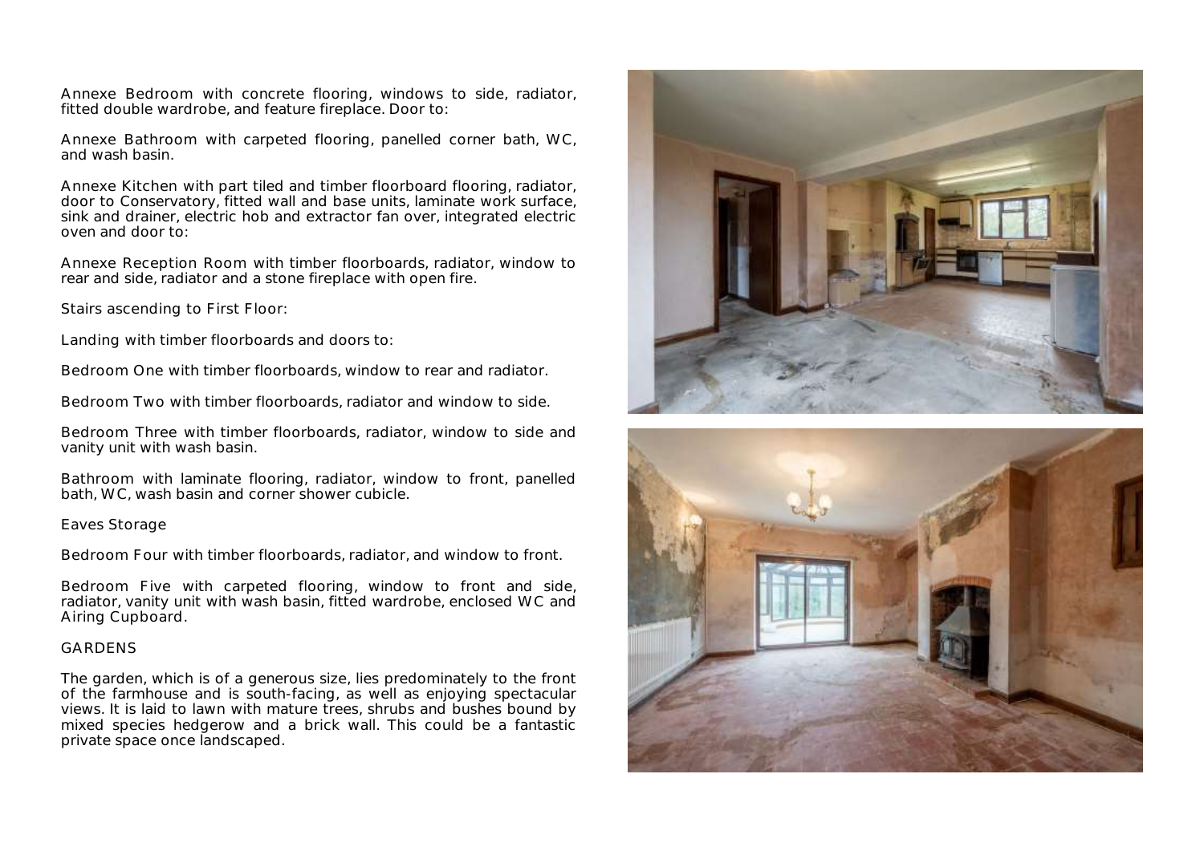Annexe Bedroom with concrete flooring, windows to side, radiator, fitted double wardrobe, and feature fireplace. Door to:

Annexe Bathroom with carpeted flooring, panelled corner bath, WC, and wash basin.

Annexe Kitchen with part tiled and timber floorboard flooring, radiator, door to Conservatory, fitted wall and base units, laminate work surface, sink and drainer, electric hob and extractor fan over, integrated electric oven and door to:

Annexe Reception Room with timber floorboards, radiator, window to rear and side, radiator and a stone fireplace with open fire.

Stairs ascending to First Floor:

Landing with timber floorboards and doors to:

Bedroom One with timber floorboards, window to rear and radiator.

Bedroom Two with timber floorboards, radiator and window to side.

Bedroom Three with timber floorboards, radiator, window to side and vanity unit with wash basin.

Bathroom with laminate flooring, radiator, window to front, panelled bath, WC, wash basin and corner shower cubicle.

Eaves Storage

Bedroom Four with timber floorboards, radiator, and window to front.

Bedroom Five with carpeted flooring, window to front and side, radiator, vanity unit with wash basin, fitted wardrobe, enclosed WC and Airing Cupboard.

## GARDENS

The garden, which is of a generous size, lies predominately to the front of the farmhouse and is south-facing, as well as enjoying spectacular views. It is laid to lawn with mature trees, shrubs and bushes bound by mixed species hedgerow and a brick wall. This could be a fantastic private space once landscaped.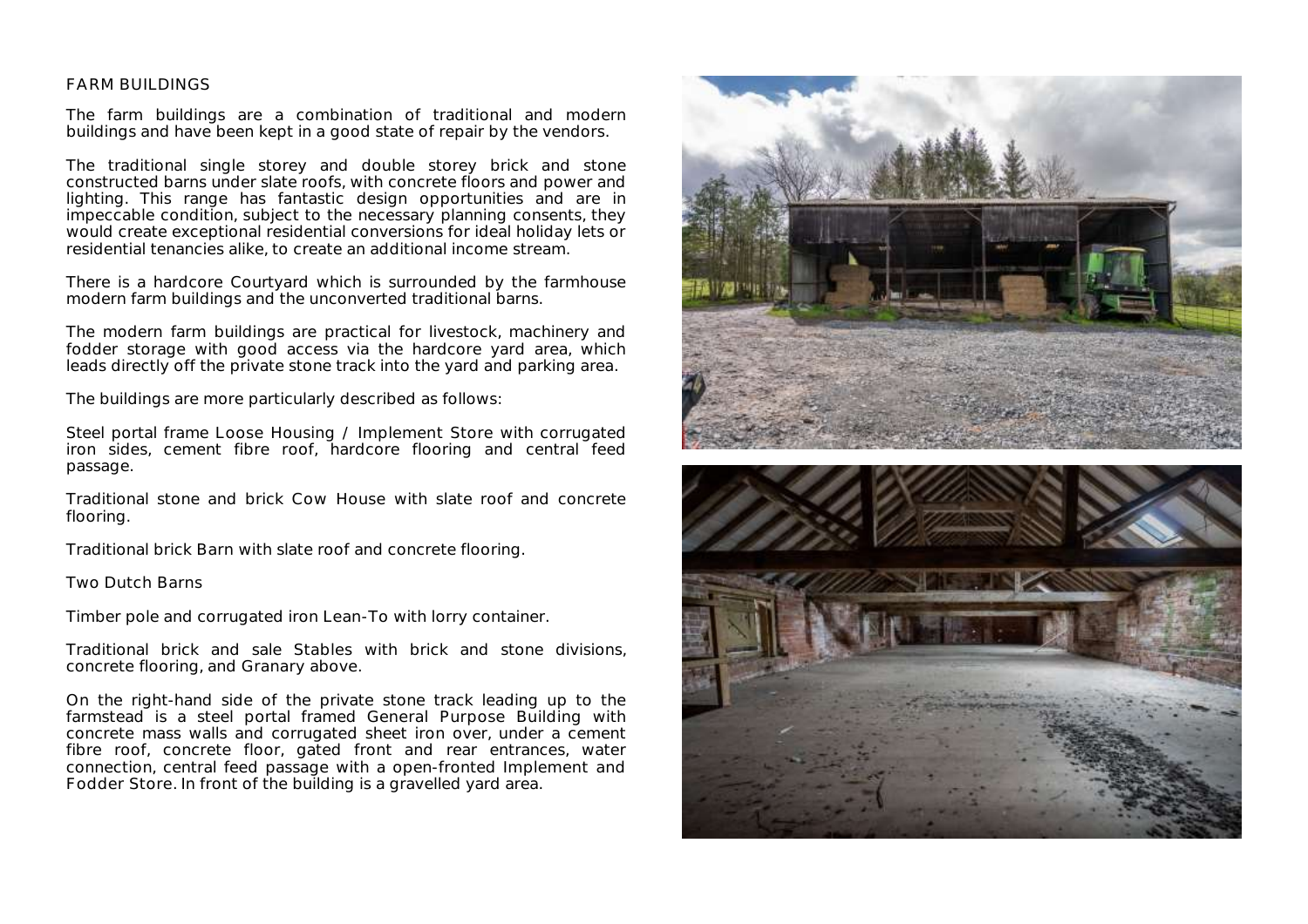## FARM BUILDINGS

The farm buildings are a combination of traditional and modern buildings and have been kept in a good state of repair by the vendors.

The traditional single storey and double storey brick and stone constructed barns under slate roofs, with concrete floors and power and lighting. This range has fantastic design opportunities and are in impeccable condition, subject to the necessary planning consents, they would create exceptional residential conversions for ideal holiday lets or residential tenancies alike, to create an additional income stream.

There is a hardcore Courtyard which is surrounded by the farmhouse modern farm buildings and the unconverted traditional barns.

The modern farm buildings are practical for livestock, machinery and fodder storage with good access via the hardcore yard area, which leads directly off the private stone track into the yard and parking area.

The buildings are more particularly described as follows:

Steel portal frame Loose Housing / Implement Store with corrugated iron sides, cement fibre roof, hardcore flooring and central feed passage.

Traditional stone and brick Cow House with slate roof and concrete flooring.

Traditional brick Barn with slate roof and concrete flooring.

Two Dutch Barns

Timber pole and corrugated iron Lean-To with lorry container.

Traditional brick and sale Stables with brick and stone divisions, concrete flooring, and Granary above.

On the right-hand side of the private stone track leading up to the farmstead is a steel portal framed General Purpose Building with concrete mass walls and corrugated sheet iron over, under a cement fibre roof, concrete floor, gated front and rear entrances, water connection, central feed passage with a open-fronted Implement and Fodder Store. In front of the building is a gravelled yard area.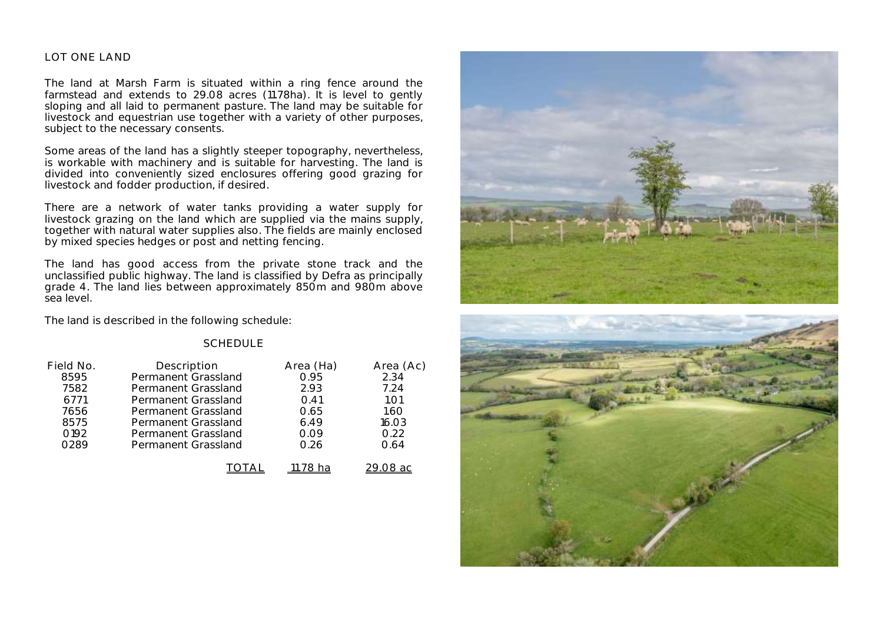## LOT ONE LAND

The land at Marsh Farm is situated within a ring fence around the farmstead and extends to 29.08 acres (11.78ha). It is level to gently sloping and all laid to permanent pasture. The land may be suitable for livestock and equestrian use together with a variety of other purposes, subject to the necessary consents.

Some areas of the land has a slightly steeper topography, nevertheless, is workable with machinery and is suitable for harvesting. The land is divided into conveniently sized enclosures offering good grazing for livestock and fodder production, if desired.

There are a network of water tanks providing a water supply for livestock grazing on the land which are supplied via the mains supply, together with natural water supplies also. The fields are mainly enclosed by mixed species hedges or post and netting fencing.

The land has good access from the private stone track and the unclassified public highway. The land is classified by Defra as principally grade 4. The land lies between approximately 850m and 980m above sea level.

The land is described in the following schedule:

### SCHEDULE

| Field No. | Description | Area (Ha) | Area (Ac) |
|---|---|---|---|
| 8595 | Permanent Grassland | 0.95 | 2.34 |
| 7582 | Permanent Grassland | 2.93 | 7.24 |
| 6771 | Permanent Grassland | 0.41 | 1.01 |
| 7656 | Permanent Grassland | 0.65 | 1.60 |
| 8575 | Permanent Grassland | 6.49 | 16.03 |
| 0192 | Permanent Grassland | 0.09 | 0.22 |
| 0289 | Permanent Grassland | 0.26 | 0.64 |
| | TOTAL | 11.78 ha | 29.08 ac |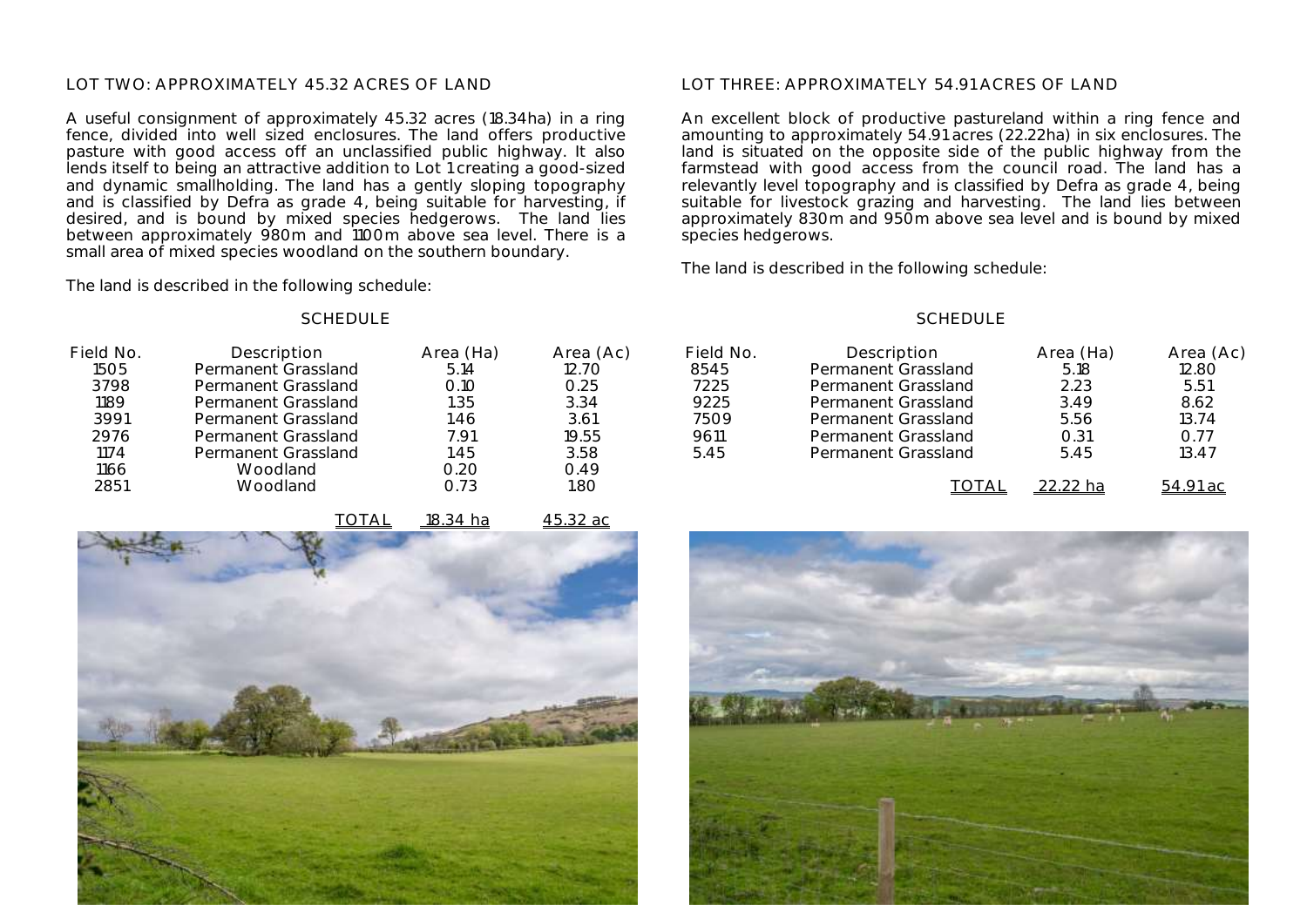## LOT TWO: APPROXIMATELY 45.32 ACRES OF LAND

A useful consignment of approximately 45.32 acres (18.34ha) in a ring fence, divided into well sized enclosures. The land offers productive pasture with good access off an unclassified public highway. It also lends itself to being an attractive addition to Lot 1 creating a good-sized and dynamic smallholding. The land has a gently sloping topography and is classified by Defra as grade 4, being suitable for harvesting, if desired, and is bound by mixed species hedgerows. The land lies between approximately 980m and 1100m above sea level. There is a small area of mixed species woodland on the southern boundary.

The land is described in the following schedule:

### SCHEDULE

| Field No. | Description | Area (Ha) | Area (Ac) |
|---|---|---|---|
| 1505 | Permanent Grassland | 5.14 | 12.70 |
| 3798 | Permanent Grassland | 0.10 | 0.25 |
| 1189 | Permanent Grassland | 1.35 | 3.34 |
| 3991 | Permanent Grassland | 1.46 | 3.61 |
| 2976 | Permanent Grassland | 7.91 | 19.55 |
| 1174 | Permanent Grassland | 1.45 | 3.58 |
| 1166 | Woodland | 0.20 | 0.49 |
| 2851 | Woodland | 0.73 | 1.80 |
| | TOTAL | 18.34 ha | 45.32 ac |

## LOT THREE: APPROXIMATELY 54.91 ACRES OF LAND

An excellent block of productive pastureland within a ring fence and amounting to approximately 54.91 acres (22.22ha) in six enclosures. The land is situated on the opposite side of the public highway from the farmstead with good access from the council road. The land has a relevantly level topography and is classified by Defra as grade 4, being suitable for livestock grazing and harvesting. The land lies between approximately 830m and 950m above sea level and is bound by mixed species hedgerows.

The land is described in the following schedule:

### SCHEDULE

| Field No. | Description | Area (Ha) | Area (Ac) |
|---|---|---|---|
| 8545 | Permanent Grassland | 5.18 | 12.80 |
| 7225 | Permanent Grassland | 2.23 | 5.51 |
| 9225 | Permanent Grassland | 3.49 | 8.62 |
| 7509 | Permanent Grassland | 5.56 | 13.74 |
| 9611 | Permanent Grassland | 0.31 | 0.77 |
| 5.45 | Permanent Grassland | 5.45 | 13.47 |
| | TOTAL | 22.22 ha | 54.91 ac |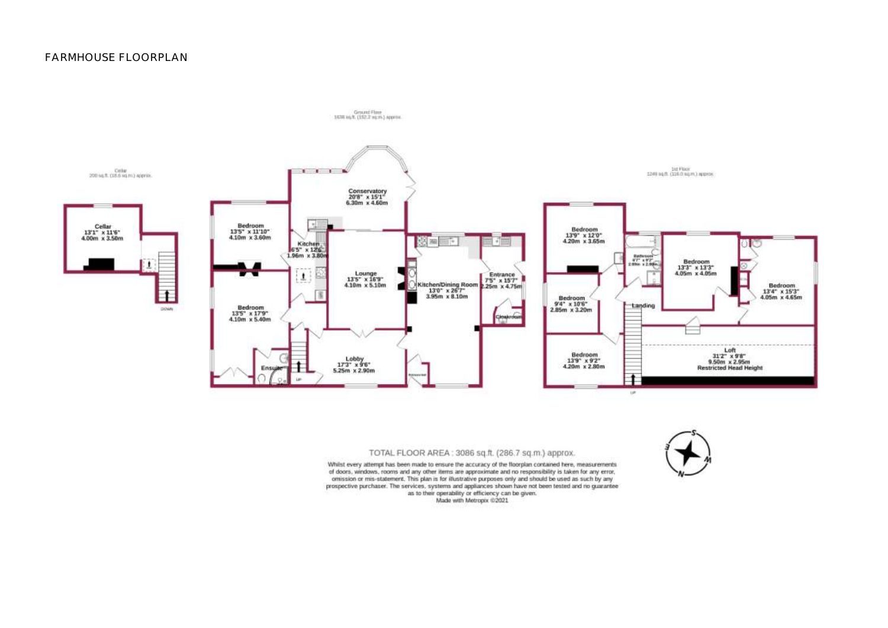# FARMHOUSE FLOORPLAN

Cellar
200 sq.ft. (18.6 sq.m.) approx.

Cellar
13'1" x 11'6"
4.00m x 3.50m

DOWN

Ground Floor
1638 sq.ft. (152.2 sq.m.) approx.

Conservatory
20'8" x 15'1"
6.30m x 4.60m

Bedroom
13'5" x 11'10"
4.10m x 3.60m

Kitchen
6'5" x 12'6"
1.96m x 3.80m

Lounge
13'5" x 16'9"
4.10m x 5.10m

Kitchen/Dining Room
13'0" x 26'7"
3.95m x 8.10m

Entrance
7'5" x 15'7"
2.25m x 4.75m

Cloakroom

Bedroom
13'5" x 17'9"
4.10m x 5.40m

Ensuite

Lobby
17'3" x 9'6"
5.25m x 2.90m

UP

1st Floor
1249 sq.ft. (116.0 sq.m.) approx.

Bedroom
13'9" x 12'0"
4.20m x 3.65m

Bathroom
6'7" x 9'2"
2.00m x 2.80m

Bedroom
13'3" x 13'3"
4.05m x 4.05m

Bedroom
13'4" x 15'3"
4.05m x 4.65m

Bedroom
9'4" x 10'6"
2.85m x 3.20m

Landing

Bedroom
13'9" x 9'2"
4.20m x 2.80m

Loft
31'2" x 9'8"
9.50m x 2.95m
Restricted Head Height

UP

TOTAL FLOOR AREA : 3086 sq.ft. (286.7 sq.m.) approx.

Whilst every attempt has been made to ensure the accuracy of the floorplan contained here, measurements of doors, windows, rooms and any other items are approximate and no responsibility is taken for any error, omission or mis-statement. This plan is for illustrative purposes only and should be used as such by any prospective purchaser. The services, systems and appliances shown have not been tested and no guarantee as to their operability or efficiency can be given.
Made with Metropix ©2021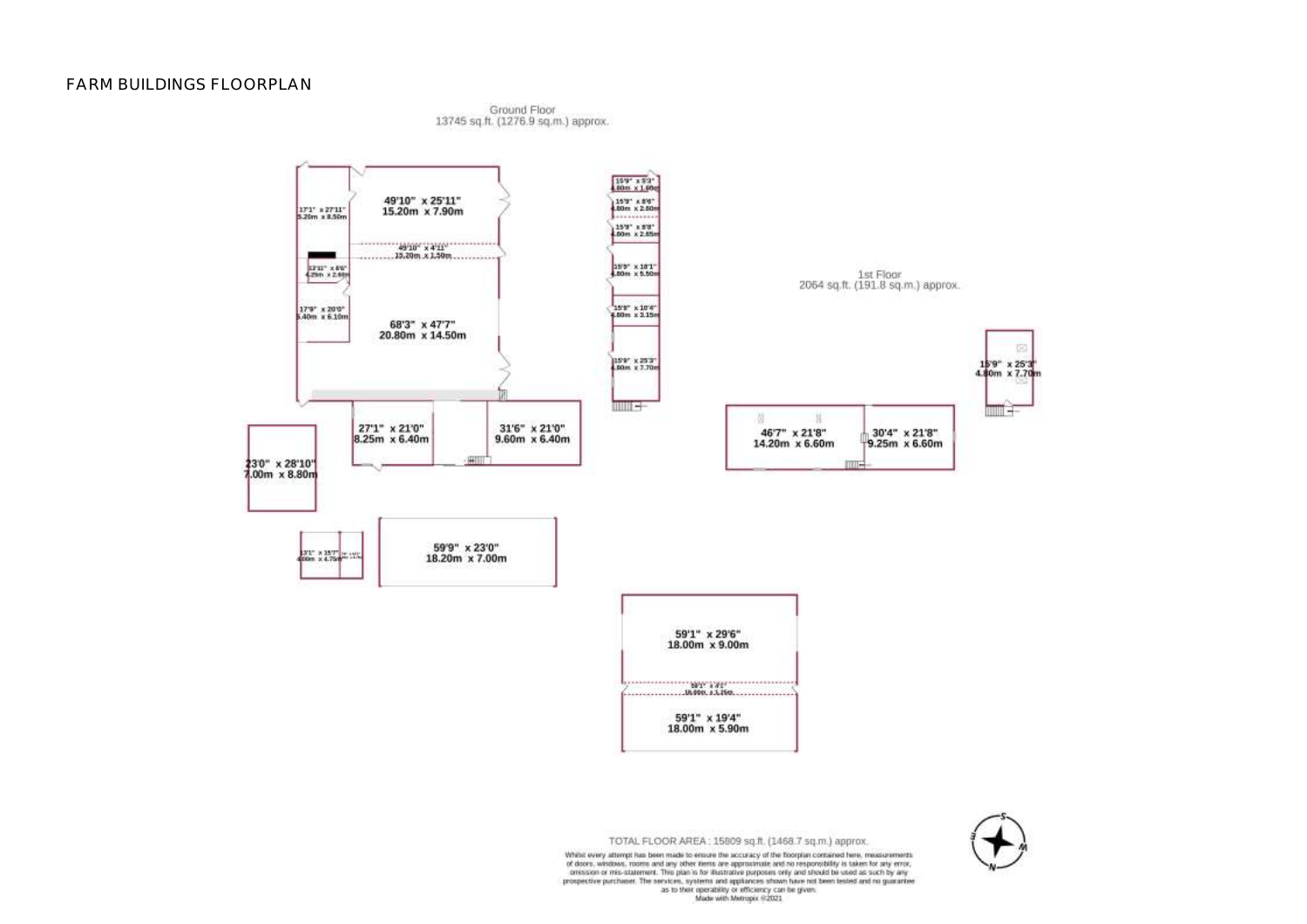# FARM BUILDINGS FLOORPLAN

Ground Floor
13745 sq.ft. (1276.9 sq.m.) approx.

1st Floor
2064 sq.ft. (191.8 sq.m.) approx.

17'1" x 27'11"
5.20m x 8.50m

49'10" x 25'11"
15.20m x 7.90m

49'10" x 4'11"
15.20m x 1.50m

13'11" x 8'6"
4.25m x 2.60m

17'9" x 20'0"
5.40m x 6.10m

68'3" x 47'7"
20.80m x 14.50m

15'9" x 5'3"
4.80m x 1.60m

15'9" x 8'6"
4.80m x 2.60m

15'9" x 8'8"
4.80m x 2.65m

15'9" x 18'1"
4.80m x 5.50m

15'9" x 10'4"
4.80m x 3.15m

15'9" x 25'3"
4.80m x 7.70m

15'9" x 25'3"
4.80m x 7.70m

27'1" x 21'0"
8.25m x 6.40m

31'6" x 21'0"
9.60m x 6.40m

46'7" x 21'8"
14.20m x 6.60m

30'4" x 21'8"
9.25m x 6.60m

23'0" x 28'10"
7.00m x 8.80m

13'1" x 15'7"
4.00m x 4.75m

59'9" x 23'0"
18.20m x 7.00m

59'1" x 29'6"
18.00m x 9.00m

59'1" x 4'1"
18.00m x 1.25m

59'1" x 19'4"
18.00m x 5.90m

TOTAL FLOOR AREA : 15809 sq.ft. (1468.7 sq.m.) approx.

Whilst every attempt has been made to ensure the accuracy of the floorplan contained here, measurements of doors, windows, rooms and any other items are approximate and no responsibility is taken for any error, omission or mis-statement. This plan is for illustrative purposes only and should be used as such by any prospective purchaser. The services, systems and appliances shown have not been tested and no guarantee as to their operability or efficiency can be given.
Made with Metropix ©2021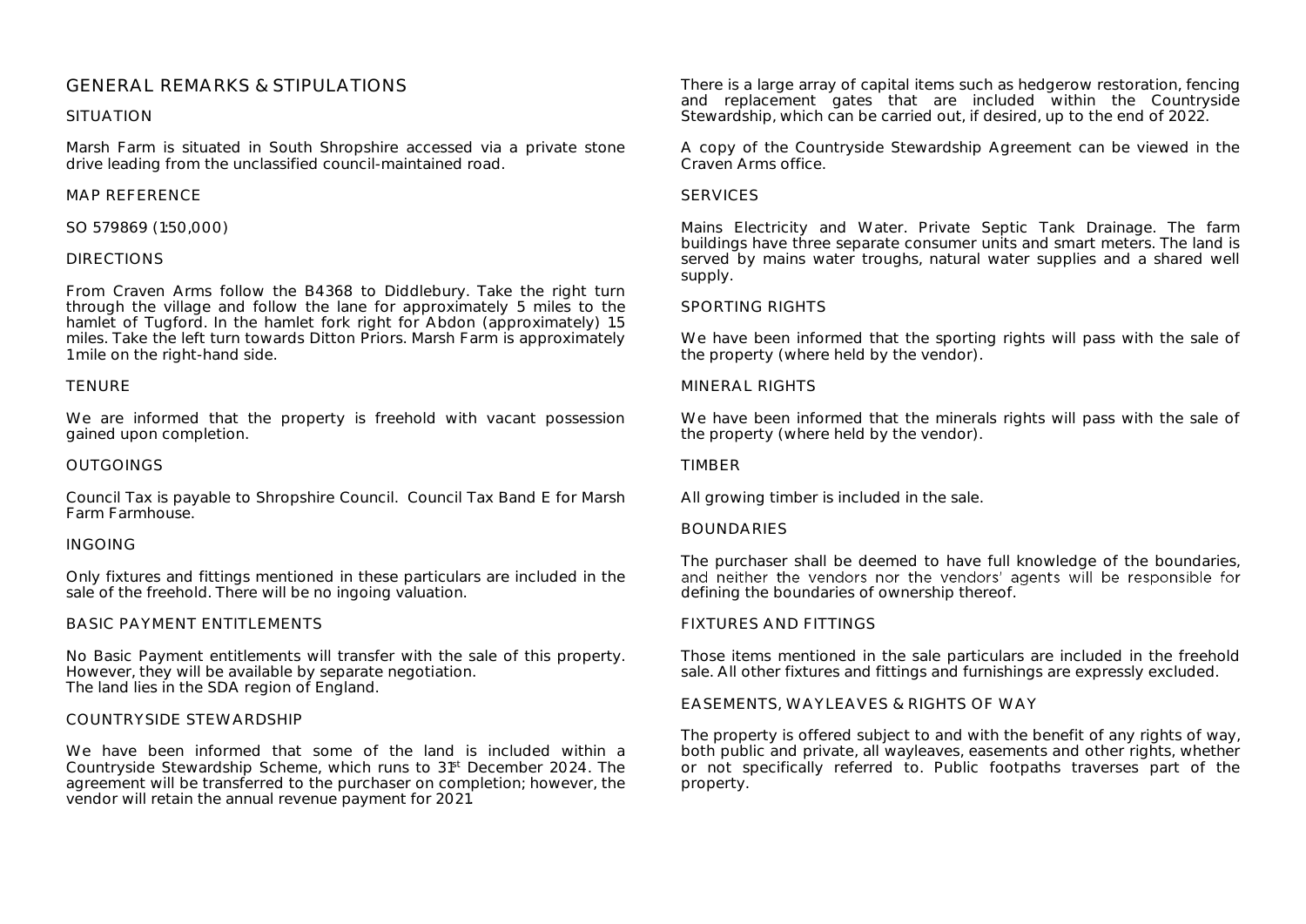# GENERAL REMARKS & STIPULATIONS

## SITUATION

Marsh Farm is situated in South Shropshire accessed via a private stone drive leading from the unclassified council-maintained road.

## MAP REFERENCE

SO 579869 (1:50,000)

## DIRECTIONS

From Craven Arms follow the B4368 to Diddlebury. Take the right turn through the village and follow the lane for approximately 5 miles to the hamlet of Tugford. In the hamlet fork right for Abdon (approximately) 1.5 miles. Take the left turn towards Ditton Priors. Marsh Farm is approximately 1 mile on the right-hand side.

## TENURE

We are informed that the property is freehold with vacant possession gained upon completion.

## OUTGOINGS

Council Tax is payable to Shropshire Council. Council Tax Band E for Marsh Farm Farmhouse.

## INGOING

Only fixtures and fittings mentioned in these particulars are included in the sale of the freehold. There will be no ingoing valuation.

## BASIC PAYMENT ENTITLEMENTS

No Basic Payment entitlements will transfer with the sale of this property. However, they will be available by separate negotiation.
The land lies in the SDA region of England.

## COUNTRYSIDE STEWARDSHIP

We have been informed that some of the land is included within a Countryside Stewardship Scheme, which runs to 31st December 2024. The agreement will be transferred to the purchaser on completion; however, the vendor will retain the annual revenue payment for 2021.

There is a large array of capital items such as hedgerow restoration, fencing and replacement gates that are included within the Countryside Stewardship, which can be carried out, if desired, up to the end of 2022.

A copy of the Countryside Stewardship Agreement can be viewed in the Craven Arms office.

## SERVICES

Mains Electricity and Water. Private Septic Tank Drainage. The farm buildings have three separate consumer units and smart meters. The land is served by mains water troughs, natural water supplies and a shared well supply.

## SPORTING RIGHTS

We have been informed that the sporting rights will pass with the sale of the property (where held by the vendor).

## MINERAL RIGHTS

We have been informed that the minerals rights will pass with the sale of the property (where held by the vendor).

## TIMBER

All growing timber is included in the sale.

## BOUNDARIES

The purchaser shall be deemed to have full knowledge of the boundaries, and neither the vendors nor the vendors' agents will be responsible for defining the boundaries of ownership thereof.

## FIXTURES AND FITTINGS

Those items mentioned in the sale particulars are included in the freehold sale. All other fixtures and fittings and furnishings are expressly excluded.

## EASEMENTS, WAYLEAVES & RIGHTS OF WAY

The property is offered subject to and with the benefit of any rights of way, both public and private, all wayleaves, easements and other rights, whether or not specifically referred to. Public footpaths traverses part of the property.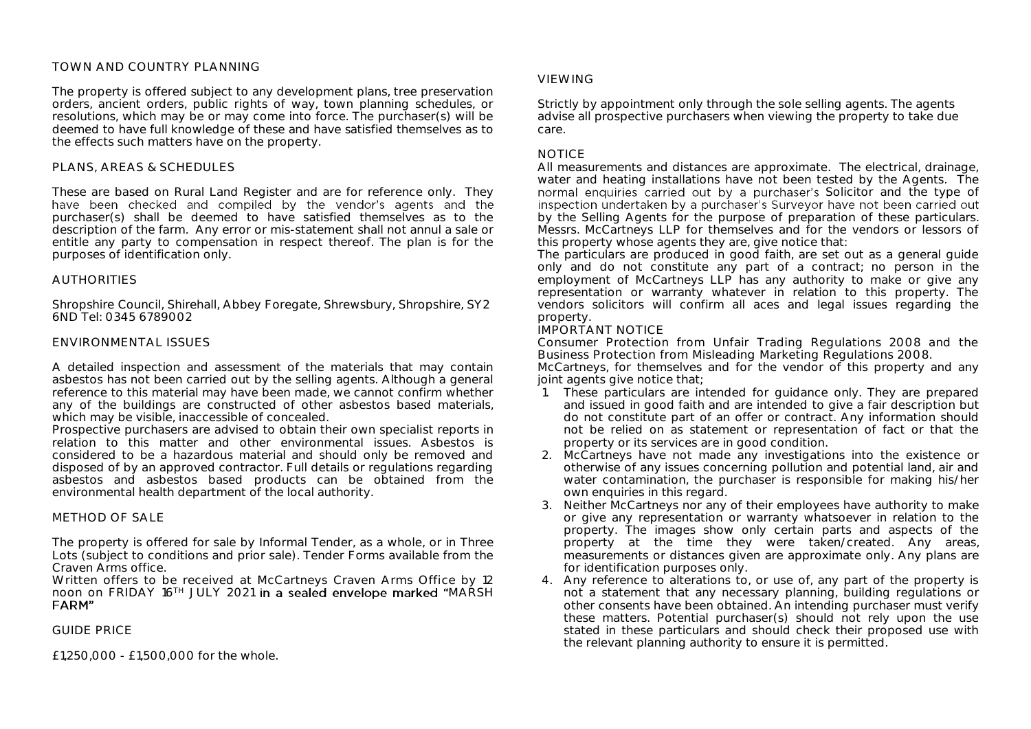## TOWN AND COUNTRY PLANNING

The property is offered subject to any development plans, tree preservation orders, ancient orders, public rights of way, town planning schedules, or resolutions, which may be or may come into force. The purchaser(s) will be deemed to have full knowledge of these and have satisfied themselves as to the effects such matters have on the property.

## PLANS, AREAS & SCHEDULES

These are based on Rural Land Register and are for reference only. They have been checked and compiled by the vendor's agents and the purchaser(s) shall be deemed to have satisfied themselves as to the description of the farm. Any error or mis-statement shall not annul a sale or entitle any party to compensation in respect thereof. The plan is for the purposes of identification only.

## AUTHORITIES

Shropshire Council, Shirehall, Abbey Foregate, Shrewsbury, Shropshire, SY2 6ND Tel: 0345 6789002

## ENVIRONMENTAL ISSUES

A detailed inspection and assessment of the materials that may contain asbestos has not been carried out by the selling agents. Although a general reference to this material may have been made, we cannot confirm whether any of the buildings are constructed of other asbestos based materials, which may be visible, inaccessible of concealed.

Prospective purchasers are advised to obtain their own specialist reports in relation to this matter and other environmental issues. Asbestos is considered to be a hazardous material and should only be removed and disposed of by an approved contractor. Full details or regulations regarding asbestos and asbestos based products can be obtained from the environmental health department of the local authority.

## METHOD OF SALE

The property is offered for sale by Informal Tender, as a whole, or in Three Lots (subject to conditions and prior sale). Tender Forms available from the Craven Arms office.

Written offers to be received at McCartneys Craven Arms Office by 12 noon on FRIDAY 16TH JULY 2021 in a sealed envelope marked "MARSH FARM"

## GUIDE PRICE

£1,250,000 - £1,500,000 for the whole.

## VIEWING

Strictly by appointment only through the sole selling agents. The agents advise all prospective purchasers when viewing the property to take due care.

## NOTICE

All measurements and distances are approximate. The electrical, drainage, water and heating installations have not been tested by the Agents. The normal enquiries carried out by a purchaser's Solicitor and the type of inspection undertaken by a purchaser's Surveyor have not been carried out by the Selling Agents for the purpose of preparation of these particulars. Messrs. McCartneys LLP for themselves and for the vendors or lessors of this property whose agents they are, give notice that:

The particulars are produced in good faith, are set out as a general guide only and do not constitute any part of a contract; no person in the employment of McCartneys LLP has any authority to make or give any representation or warranty whatever in relation to this property. The vendors solicitors will confirm all aces and legal issues regarding the property.

## IMPORTANT NOTICE

Consumer Protection from Unfair Trading Regulations 2008 and the Business Protection from Misleading Marketing Regulations 2008.

McCartneys, for themselves and for the vendor of this property and any joint agents give notice that;

1. These particulars are intended for guidance only. They are prepared and issued in good faith and are intended to give a fair description but do not constitute part of an offer or contract. Any information should not be relied on as statement or representation of fact or that the property or its services are in good condition.
2. McCartneys have not made any investigations into the existence or otherwise of any issues concerning pollution and potential land, air and water contamination, the purchaser is responsible for making his/her own enquiries in this regard.
3. Neither McCartneys nor any of their employees have authority to make or give any representation or warranty whatsoever in relation to the property. The images show only certain parts and aspects of the property at the time they were taken/created. Any areas, measurements or distances given are approximate only. Any plans are for identification purposes only.
4. Any reference to alterations to, or use of, any part of the property is not a statement that any necessary planning, building regulations or other consents have been obtained. An intending purchaser must verify these matters. Potential purchaser(s) should not rely upon the use stated in these particulars and should check their proposed use with the relevant planning authority to ensure it is permitted.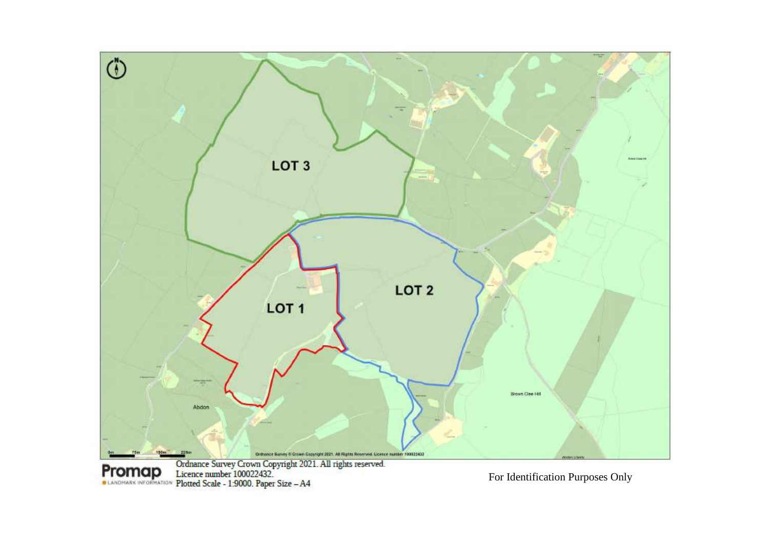LOT 3

LOT 2

LOT 1

Abdon

Brown Clee Hill

Ordnance Survey © Crown Copyright 2021. All Rights Reserved. Licence number 100022432

Promap

LANDMARK INFORMATION

Ordnance Survey Crown Copyright 2021. All rights reserved.
Licence number 100022432.
Plotted Scale - 1:9000. Paper Size – A4

For Identification Purposes Only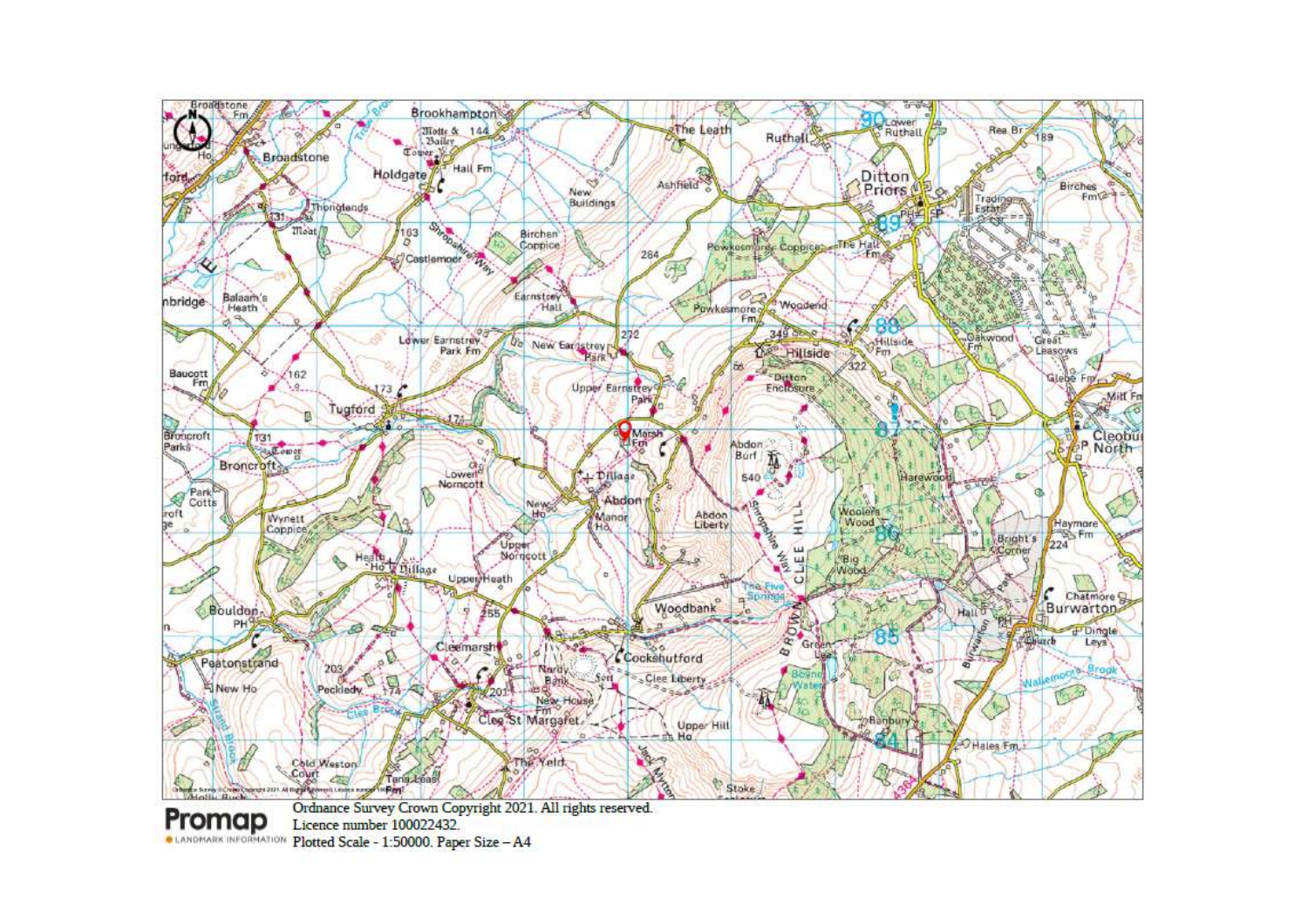Ordnance Survey Crown Copyright 2021. All rights reserved.
Licence number 100022432.
Plotted Scale - 1:50000. Paper Size – A4